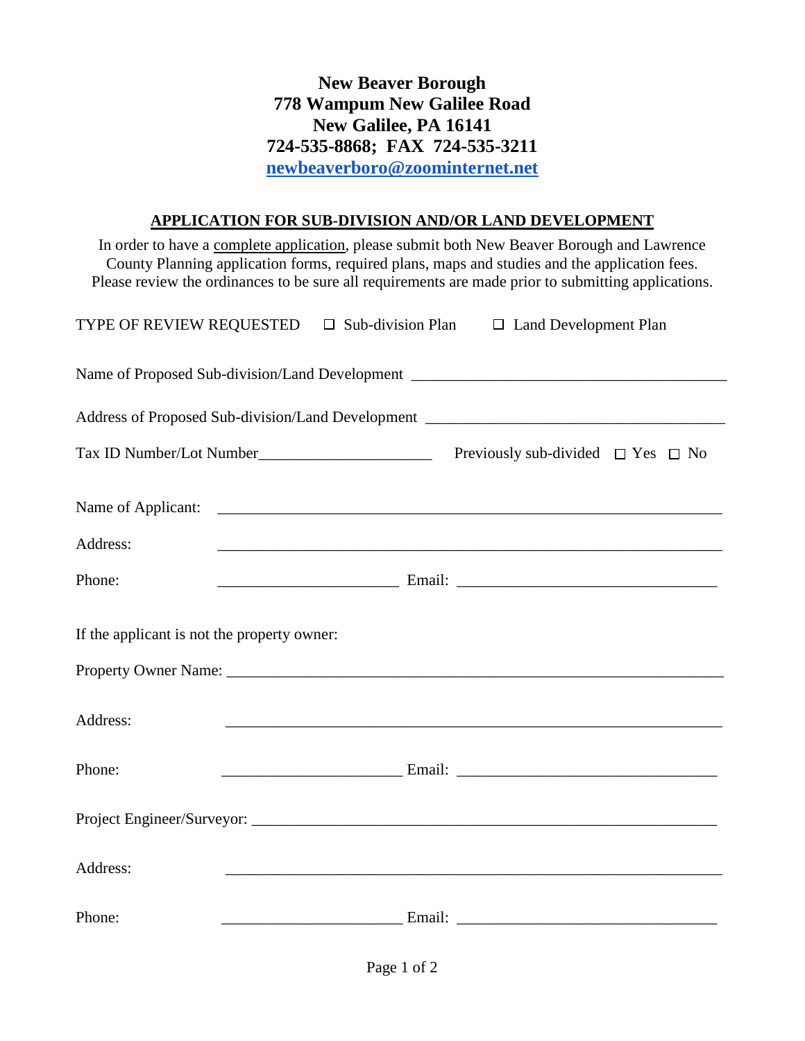**New Beaver Borough**
**778 Wampum New Galilee Road**
**New Galilee, PA 16141**
**724-535-8868; FAX 724-535-3211**
**newbeaverboro@zoominternet.net**

## APPLICATION FOR SUB-DIVISION AND/OR LAND DEVELOPMENT

In order to have a complete application, please submit both New Beaver Borough and Lawrence County Planning application forms, required plans, maps and studies and the application fees. Please review the ordinances to be sure all requirements are made prior to submitting applications.

TYPE OF REVIEW REQUESTED ☐ Sub-division Plan ☐ Land Development Plan

Name of Proposed Sub-division/Land Development ________________________________________

Address of Proposed Sub-division/Land Development ______________________________________

Tax ID Number/Lot Number______________________ Previously sub-divided ☐ Yes ☐ No

Name of Applicant: _______________________________________________________________

Address: _______________________________________________________________

Phone: ______________________ Email: _________________________________

If the applicant is not the property owner:

Property Owner Name: ____________________________________________________________

Address: _______________________________________________________________

Phone: ______________________ Email: _________________________________

Project Engineer/Surveyor: _________________________________________________________

Address: _______________________________________________________________

Phone: ______________________ Email: _________________________________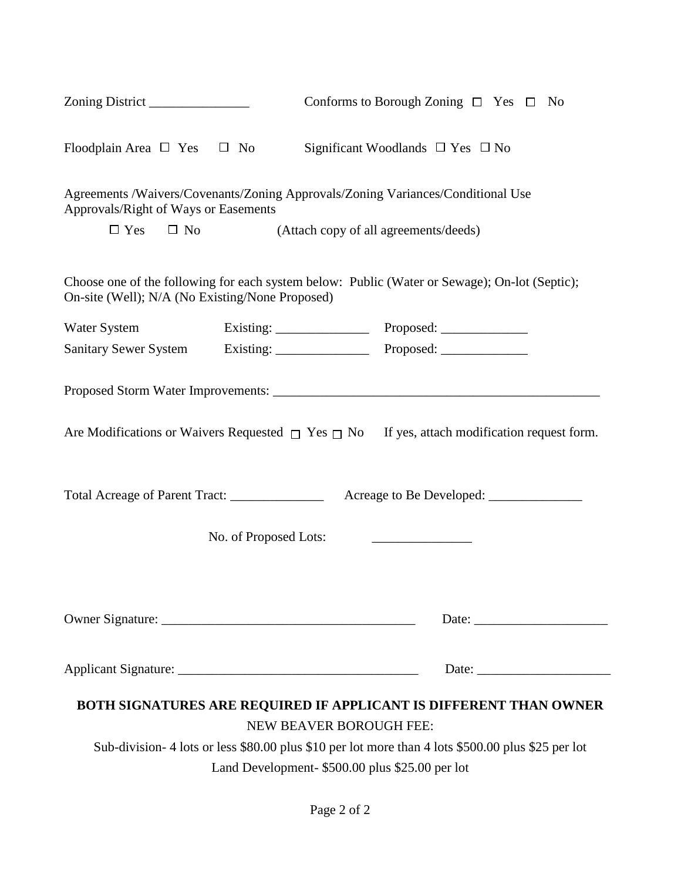Zoning District _______________ Conforms to Borough Zoning ☐ Yes ☐ No

Floodplain Area ☐ Yes ☐ No Significant Woodlands ☐ Yes ☐ No

Agreements /Waivers/Covenants/Zoning Approvals/Zoning Variances/Conditional Use Approvals/Right of Ways or Easements

☐ Yes ☐ No (Attach copy of all agreements/deeds)

Choose one of the following for each system below: Public (Water or Sewage); On-lot (Septic); On-site (Well); N/A (No Existing/None Proposed)

Water System Existing: ______________ Proposed: _____________

Sanitary Sewer System Existing: ______________ Proposed: _____________

Proposed Storm Water Improvements: ___________________________________________________

Are Modifications or Waivers Requested ☐ Yes ☐ No If yes, attach modification request form.

Total Acreage of Parent Tract: ______________ Acreage to Be Developed: ______________

No. of Proposed Lots: _______________

Owner Signature: _______________________________________ Date: ____________________

Applicant Signature: _____________________________________ Date: ____________________

**BOTH SIGNATURES ARE REQUIRED IF APPLICANT IS DIFFERENT THAN OWNER**

NEW BEAVER BOROUGH FEE:

Sub-division- 4 lots or less $80.00 plus $10 per lot more than 4 lots $500.00 plus $25 per lot

Land Development- $500.00 plus $25.00 per lot